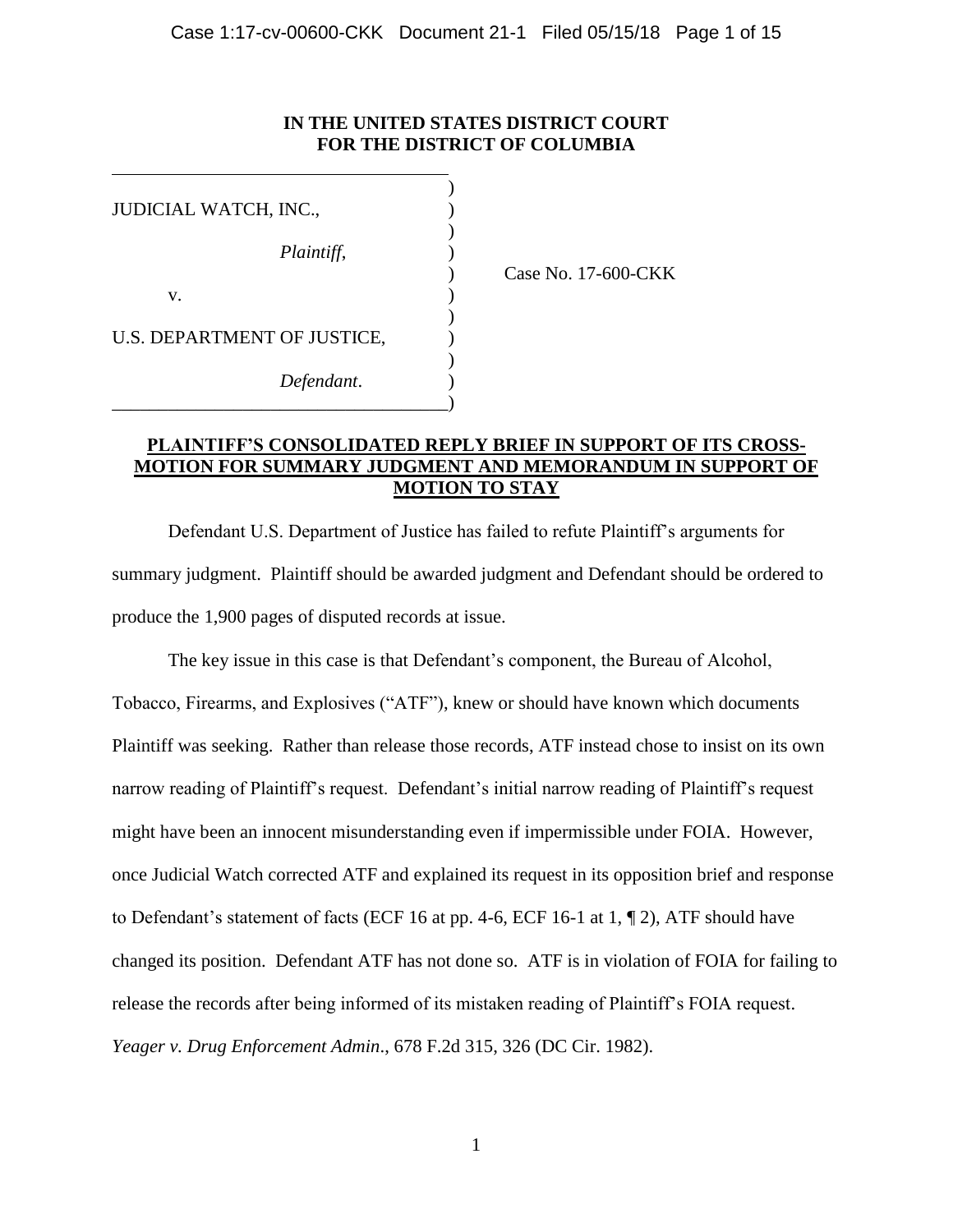**IN THE UNITED STATES DISTRICT COURT**
**FOR THE DISTRICT OF COLUMBIA**

JUDICIAL WATCH, INC.,

*Plaintiff*,

v.

U.S. DEPARTMENT OF JUSTICE,

*Defendant*.

Case No. 17-600-CKK

**PLAINTIFF'S CONSOLIDATED REPLY BRIEF IN SUPPORT OF ITS CROSS-MOTION FOR SUMMARY JUDGMENT AND MEMORANDUM IN SUPPORT OF MOTION TO STAY**

Defendant U.S. Department of Justice has failed to refute Plaintiff's arguments for summary judgment. Plaintiff should be awarded judgment and Defendant should be ordered to produce the 1,900 pages of disputed records at issue.

The key issue in this case is that Defendant's component, the Bureau of Alcohol, Tobacco, Firearms, and Explosives ("ATF"), knew or should have known which documents Plaintiff was seeking. Rather than release those records, ATF instead chose to insist on its own narrow reading of Plaintiff's request. Defendant's initial narrow reading of Plaintiff's request might have been an innocent misunderstanding even if impermissible under FOIA. However, once Judicial Watch corrected ATF and explained its request in its opposition brief and response to Defendant's statement of facts (ECF 16 at pp. 4-6, ECF 16-1 at 1, ¶ 2), ATF should have changed its position. Defendant ATF has not done so. ATF is in violation of FOIA for failing to release the records after being informed of its mistaken reading of Plaintiff's FOIA request. *Yeager v. Drug Enforcement Admin*., 678 F.2d 315, 326 (DC Cir. 1982).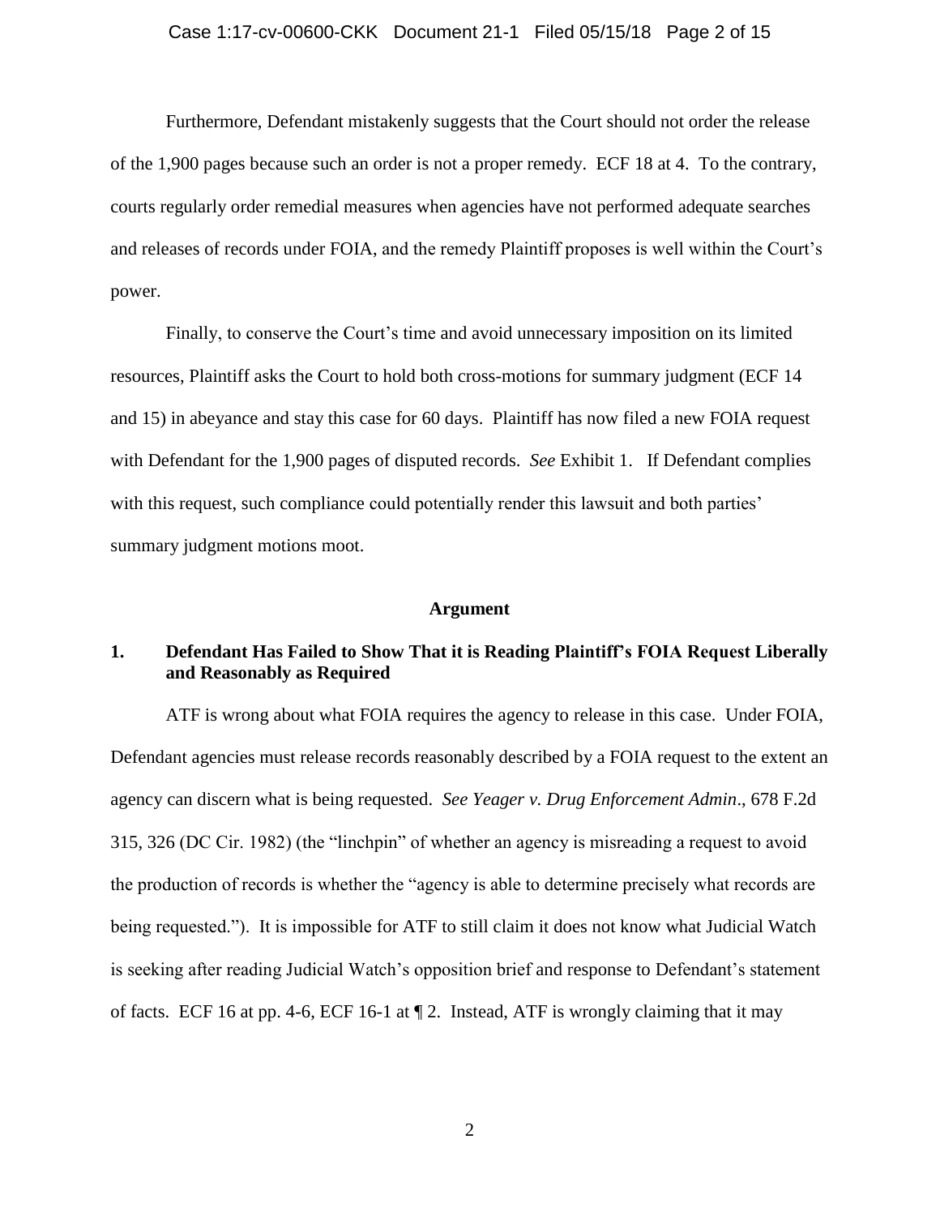Furthermore, Defendant mistakenly suggests that the Court should not order the release of the 1,900 pages because such an order is not a proper remedy. ECF 18 at 4. To the contrary, courts regularly order remedial measures when agencies have not performed adequate searches and releases of records under FOIA, and the remedy Plaintiff proposes is well within the Court's power.

Finally, to conserve the Court's time and avoid unnecessary imposition on its limited resources, Plaintiff asks the Court to hold both cross-motions for summary judgment (ECF 14 and 15) in abeyance and stay this case for 60 days. Plaintiff has now filed a new FOIA request with Defendant for the 1,900 pages of disputed records. *See* Exhibit 1. If Defendant complies with this request, such compliance could potentially render this lawsuit and both parties' summary judgment motions moot.

**Argument**

## 1. Defendant Has Failed to Show That it is Reading Plaintiff's FOIA Request Liberally and Reasonably as Required

ATF is wrong about what FOIA requires the agency to release in this case. Under FOIA, Defendant agencies must release records reasonably described by a FOIA request to the extent an agency can discern what is being requested. *See Yeager v. Drug Enforcement Admin*., 678 F.2d 315, 326 (DC Cir. 1982) (the "linchpin" of whether an agency is misreading a request to avoid the production of records is whether the "agency is able to determine precisely what records are being requested."). It is impossible for ATF to still claim it does not know what Judicial Watch is seeking after reading Judicial Watch's opposition brief and response to Defendant's statement of facts. ECF 16 at pp. 4-6, ECF 16-1 at ¶ 2. Instead, ATF is wrongly claiming that it may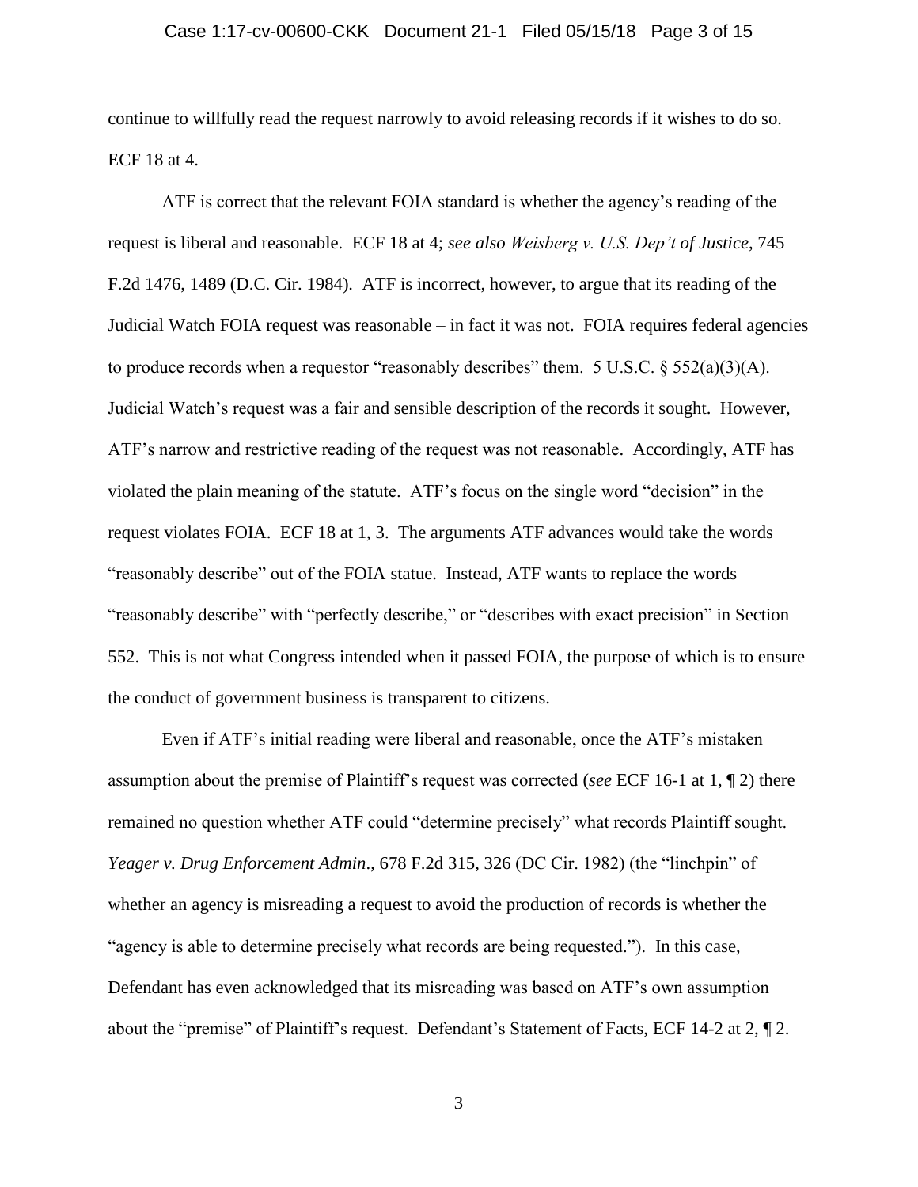continue to willfully read the request narrowly to avoid releasing records if it wishes to do so. ECF 18 at 4.

ATF is correct that the relevant FOIA standard is whether the agency's reading of the request is liberal and reasonable. ECF 18 at 4; *see also Weisberg v. U.S. Dep't of Justice*, 745 F.2d 1476, 1489 (D.C. Cir. 1984). ATF is incorrect, however, to argue that its reading of the Judicial Watch FOIA request was reasonable – in fact it was not. FOIA requires federal agencies to produce records when a requestor "reasonably describes" them. 5 U.S.C. § 552(a)(3)(A). Judicial Watch's request was a fair and sensible description of the records it sought. However, ATF's narrow and restrictive reading of the request was not reasonable. Accordingly, ATF has violated the plain meaning of the statute. ATF's focus on the single word "decision" in the request violates FOIA. ECF 18 at 1, 3. The arguments ATF advances would take the words "reasonably describe" out of the FOIA statue. Instead, ATF wants to replace the words "reasonably describe" with "perfectly describe," or "describes with exact precision" in Section 552. This is not what Congress intended when it passed FOIA, the purpose of which is to ensure the conduct of government business is transparent to citizens.

Even if ATF's initial reading were liberal and reasonable, once the ATF's mistaken assumption about the premise of Plaintiff's request was corrected (*see* ECF 16-1 at 1, ¶ 2) there remained no question whether ATF could "determine precisely" what records Plaintiff sought. *Yeager v. Drug Enforcement Admin*., 678 F.2d 315, 326 (DC Cir. 1982) (the "linchpin" of whether an agency is misreading a request to avoid the production of records is whether the "agency is able to determine precisely what records are being requested."). In this case, Defendant has even acknowledged that its misreading was based on ATF's own assumption about the "premise" of Plaintiff's request. Defendant's Statement of Facts, ECF 14-2 at 2, ¶ 2.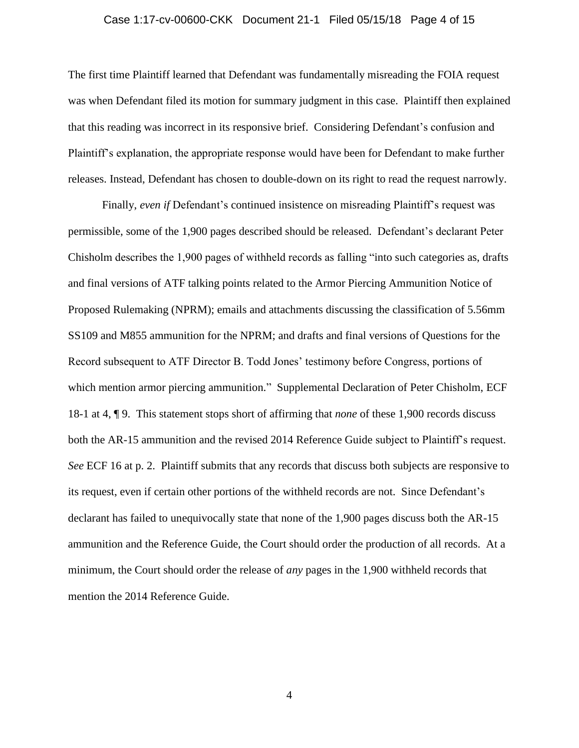The first time Plaintiff learned that Defendant was fundamentally misreading the FOIA request was when Defendant filed its motion for summary judgment in this case. Plaintiff then explained that this reading was incorrect in its responsive brief. Considering Defendant's confusion and Plaintiff's explanation, the appropriate response would have been for Defendant to make further releases. Instead, Defendant has chosen to double-down on its right to read the request narrowly.

Finally, *even if* Defendant's continued insistence on misreading Plaintiff's request was permissible, some of the 1,900 pages described should be released. Defendant's declarant Peter Chisholm describes the 1,900 pages of withheld records as falling "into such categories as, drafts and final versions of ATF talking points related to the Armor Piercing Ammunition Notice of Proposed Rulemaking (NPRM); emails and attachments discussing the classification of 5.56mm SS109 and M855 ammunition for the NPRM; and drafts and final versions of Questions for the Record subsequent to ATF Director B. Todd Jones' testimony before Congress, portions of which mention armor piercing ammunition." Supplemental Declaration of Peter Chisholm, ECF 18-1 at 4, ¶ 9. This statement stops short of affirming that *none* of these 1,900 records discuss both the AR-15 ammunition and the revised 2014 Reference Guide subject to Plaintiff's request. *See* ECF 16 at p. 2. Plaintiff submits that any records that discuss both subjects are responsive to its request, even if certain other portions of the withheld records are not. Since Defendant's declarant has failed to unequivocally state that none of the 1,900 pages discuss both the AR-15 ammunition and the Reference Guide, the Court should order the production of all records. At a minimum, the Court should order the release of *any* pages in the 1,900 withheld records that mention the 2014 Reference Guide.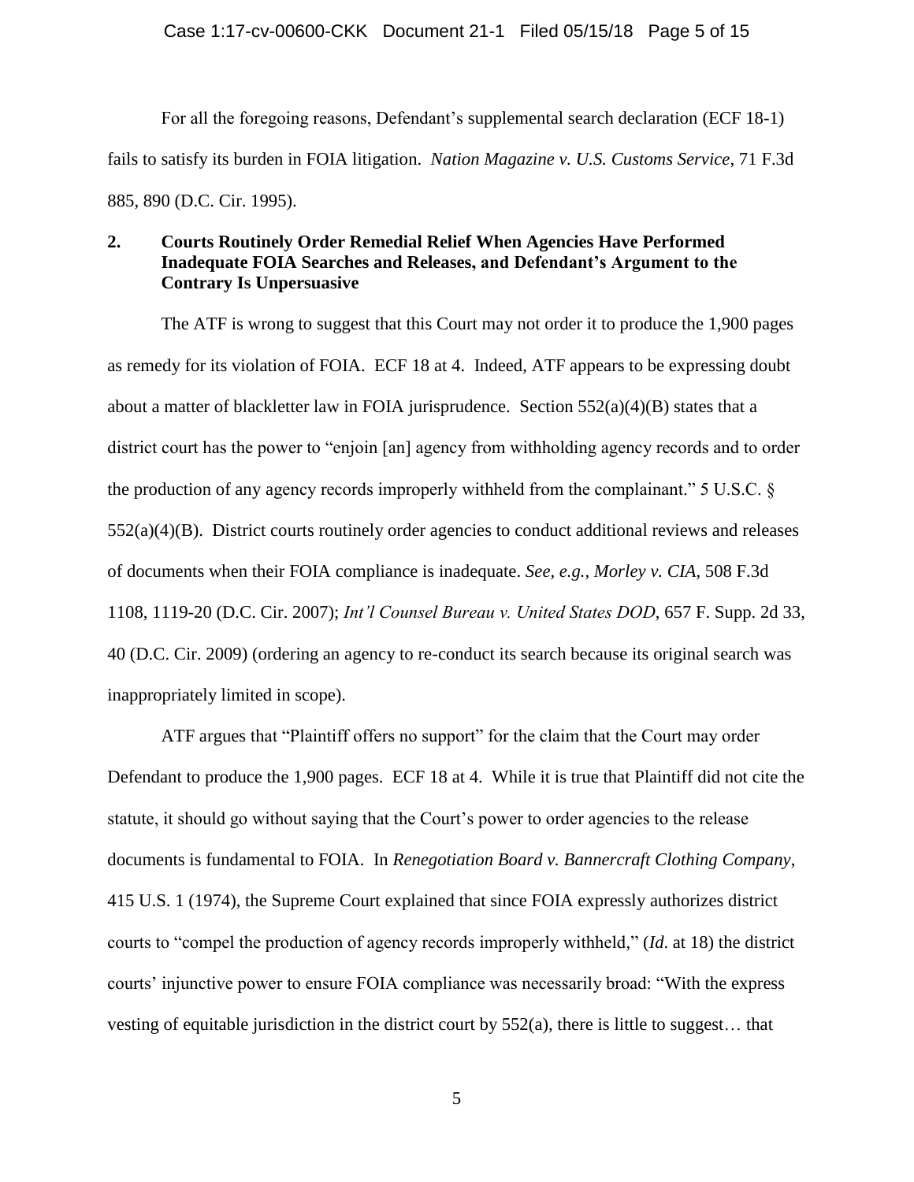For all the foregoing reasons, Defendant's supplemental search declaration (ECF 18-1) fails to satisfy its burden in FOIA litigation. *Nation Magazine v. U.S. Customs Service*, 71 F.3d 885, 890 (D.C. Cir. 1995).

## 2. Courts Routinely Order Remedial Relief When Agencies Have Performed Inadequate FOIA Searches and Releases, and Defendant's Argument to the Contrary Is Unpersuasive

The ATF is wrong to suggest that this Court may not order it to produce the 1,900 pages as remedy for its violation of FOIA. ECF 18 at 4. Indeed, ATF appears to be expressing doubt about a matter of blackletter law in FOIA jurisprudence. Section 552(a)(4)(B) states that a district court has the power to "enjoin [an] agency from withholding agency records and to order the production of any agency records improperly withheld from the complainant." 5 U.S.C. § 552(a)(4)(B). District courts routinely order agencies to conduct additional reviews and releases of documents when their FOIA compliance is inadequate. *See, e.g., Morley v. CIA*, 508 F.3d 1108, 1119-20 (D.C. Cir. 2007); *Int'l Counsel Bureau v. United States DOD*, 657 F. Supp. 2d 33, 40 (D.C. Cir. 2009) (ordering an agency to re-conduct its search because its original search was inappropriately limited in scope).

ATF argues that "Plaintiff offers no support" for the claim that the Court may order Defendant to produce the 1,900 pages. ECF 18 at 4. While it is true that Plaintiff did not cite the statute, it should go without saying that the Court's power to order agencies to the release documents is fundamental to FOIA. In *Renegotiation Board v. Bannercraft Clothing Company*, 415 U.S. 1 (1974), the Supreme Court explained that since FOIA expressly authorizes district courts to "compel the production of agency records improperly withheld," (*Id.* at 18) the district courts' injunctive power to ensure FOIA compliance was necessarily broad: "With the express vesting of equitable jurisdiction in the district court by 552(a), there is little to suggest… that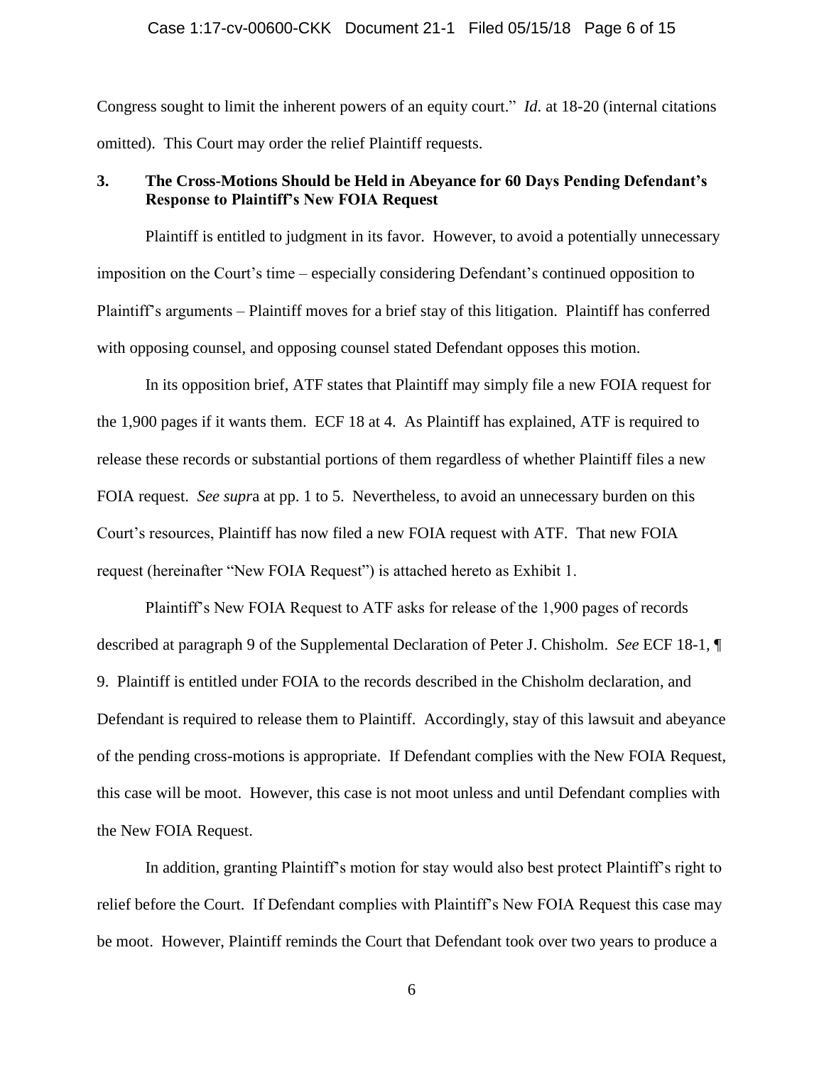Congress sought to limit the inherent powers of an equity court." *Id.* at 18-20 (internal citations omitted). This Court may order the relief Plaintiff requests.

### 3. The Cross-Motions Should be Held in Abeyance for 60 Days Pending Defendant's Response to Plaintiff's New FOIA Request

Plaintiff is entitled to judgment in its favor. However, to avoid a potentially unnecessary imposition on the Court's time – especially considering Defendant's continued opposition to Plaintiff's arguments – Plaintiff moves for a brief stay of this litigation. Plaintiff has conferred with opposing counsel, and opposing counsel stated Defendant opposes this motion.

In its opposition brief, ATF states that Plaintiff may simply file a new FOIA request for the 1,900 pages if it wants them. ECF 18 at 4. As Plaintiff has explained, ATF is required to release these records or substantial portions of them regardless of whether Plaintiff files a new FOIA request. *See supra* at pp. 1 to 5. Nevertheless, to avoid an unnecessary burden on this Court's resources, Plaintiff has now filed a new FOIA request with ATF. That new FOIA request (hereinafter "New FOIA Request") is attached hereto as Exhibit 1.

Plaintiff's New FOIA Request to ATF asks for release of the 1,900 pages of records described at paragraph 9 of the Supplemental Declaration of Peter J. Chisholm. *See* ECF 18-1, ¶ 9. Plaintiff is entitled under FOIA to the records described in the Chisholm declaration, and Defendant is required to release them to Plaintiff. Accordingly, stay of this lawsuit and abeyance of the pending cross-motions is appropriate. If Defendant complies with the New FOIA Request, this case will be moot. However, this case is not moot unless and until Defendant complies with the New FOIA Request.

In addition, granting Plaintiff's motion for stay would also best protect Plaintiff's right to relief before the Court. If Defendant complies with Plaintiff's New FOIA Request this case may be moot. However, Plaintiff reminds the Court that Defendant took over two years to produce a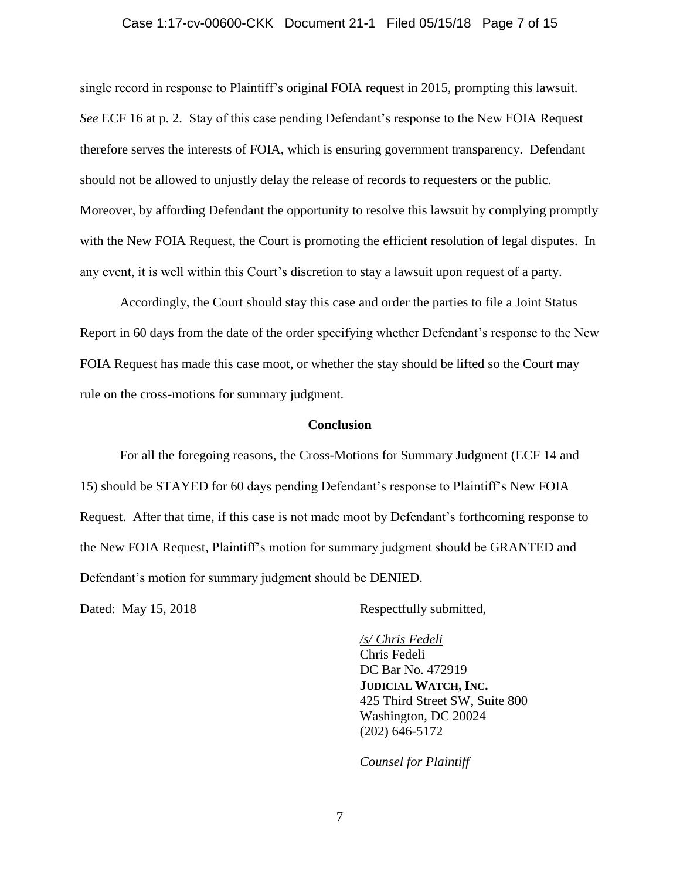single record in response to Plaintiff's original FOIA request in 2015, prompting this lawsuit. *See* ECF 16 at p. 2. Stay of this case pending Defendant's response to the New FOIA Request therefore serves the interests of FOIA, which is ensuring government transparency. Defendant should not be allowed to unjustly delay the release of records to requesters or the public. Moreover, by affording Defendant the opportunity to resolve this lawsuit by complying promptly with the New FOIA Request, the Court is promoting the efficient resolution of legal disputes. In any event, it is well within this Court's discretion to stay a lawsuit upon request of a party.

Accordingly, the Court should stay this case and order the parties to file a Joint Status Report in 60 days from the date of the order specifying whether Defendant's response to the New FOIA Request has made this case moot, or whether the stay should be lifted so the Court may rule on the cross-motions for summary judgment.

## Conclusion

For all the foregoing reasons, the Cross-Motions for Summary Judgment (ECF 14 and 15) should be STAYED for 60 days pending Defendant's response to Plaintiff's New FOIA Request. After that time, if this case is not made moot by Defendant's forthcoming response to the New FOIA Request, Plaintiff's motion for summary judgment should be GRANTED and Defendant's motion for summary judgment should be DENIED.

Dated: May 15, 2018

Respectfully submitted,

*/s/ Chris Fedeli*
Chris Fedeli
DC Bar No. 472919
**JUDICIAL WATCH, INC.**
425 Third Street SW, Suite 800
Washington, DC 20024
(202) 646-5172

*Counsel for Plaintiff*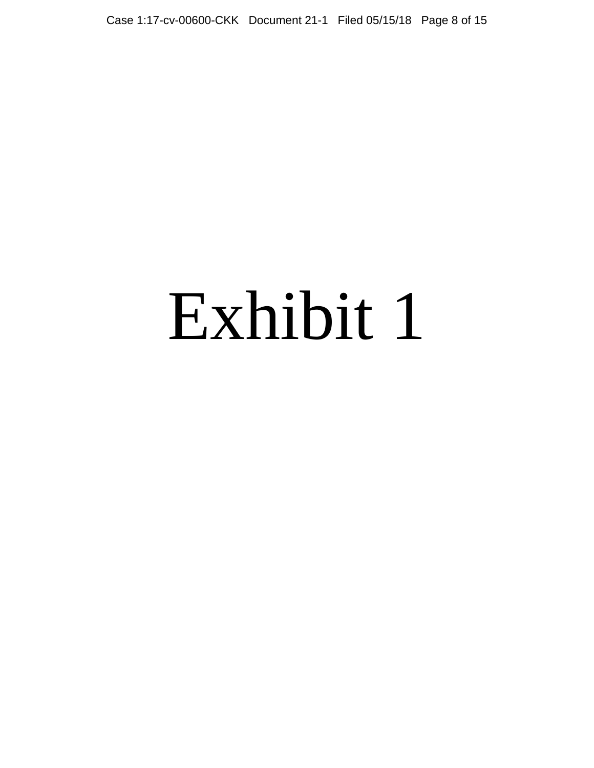# Exhibit 1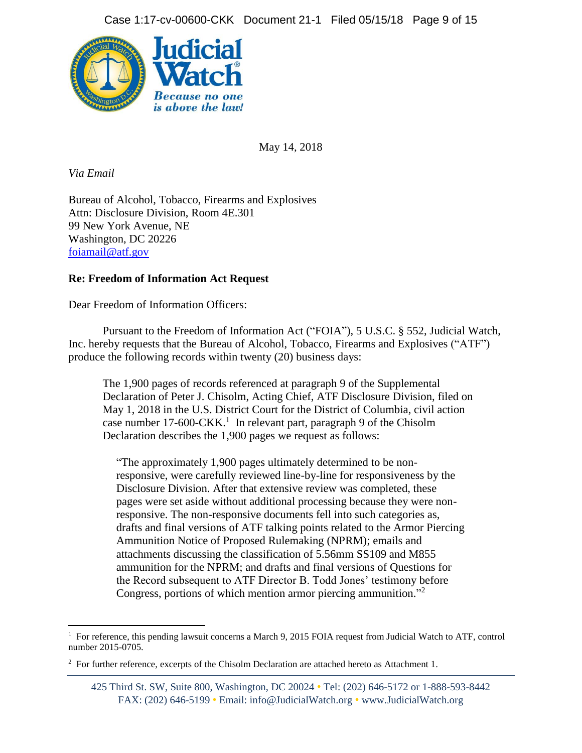**Judicial Watch**

*Because no one is above the law!*

May 14, 2018

*Via Email*

Bureau of Alcohol, Tobacco, Firearms and Explosives
Attn: Disclosure Division, Room 4E.301
99 New York Avenue, NE
Washington, DC 20226
foiamail@atf.gov

**Re: Freedom of Information Act Request**

Dear Freedom of Information Officers:

Pursuant to the Freedom of Information Act ("FOIA"), 5 U.S.C. § 552, Judicial Watch, Inc. hereby requests that the Bureau of Alcohol, Tobacco, Firearms and Explosives ("ATF") produce the following records within twenty (20) business days:

> The 1,900 pages of records referenced at paragraph 9 of the Supplemental Declaration of Peter J. Chisolm, Acting Chief, ATF Disclosure Division, filed on May 1, 2018 in the U.S. District Court for the District of Columbia, civil action case number 17-600-CKK.[1] In relevant part, paragraph 9 of the Chisolm Declaration describes the 1,900 pages we request as follows:
>
> > "The approximately 1,900 pages ultimately determined to be non-responsive, were carefully reviewed line-by-line for responsiveness by the Disclosure Division. After that extensive review was completed, these pages were set aside without additional processing because they were non-responsive. The non-responsive documents fell into such categories as, drafts and final versions of ATF talking points related to the Armor Piercing Ammunition Notice of Proposed Rulemaking (NPRM); emails and attachments discussing the classification of 5.56mm SS109 and M855 ammunition for the NPRM; and drafts and final versions of Questions for the Record subsequent to ATF Director B. Todd Jones' testimony before Congress, portions of which mention armor piercing ammunition."[2]

---

[1] For reference, this pending lawsuit concerns a March 9, 2015 FOIA request from Judicial Watch to ATF, control number 2015-0705.

[2] For further reference, excerpts of the Chisolm Declaration are attached hereto as Attachment 1.

425 Third St. SW, Suite 800, Washington, DC 20024 • Tel: (202) 646-5172 or 1-888-593-8442
FAX: (202) 646-5199 • Email: info@JudicialWatch.org • www.JudicialWatch.org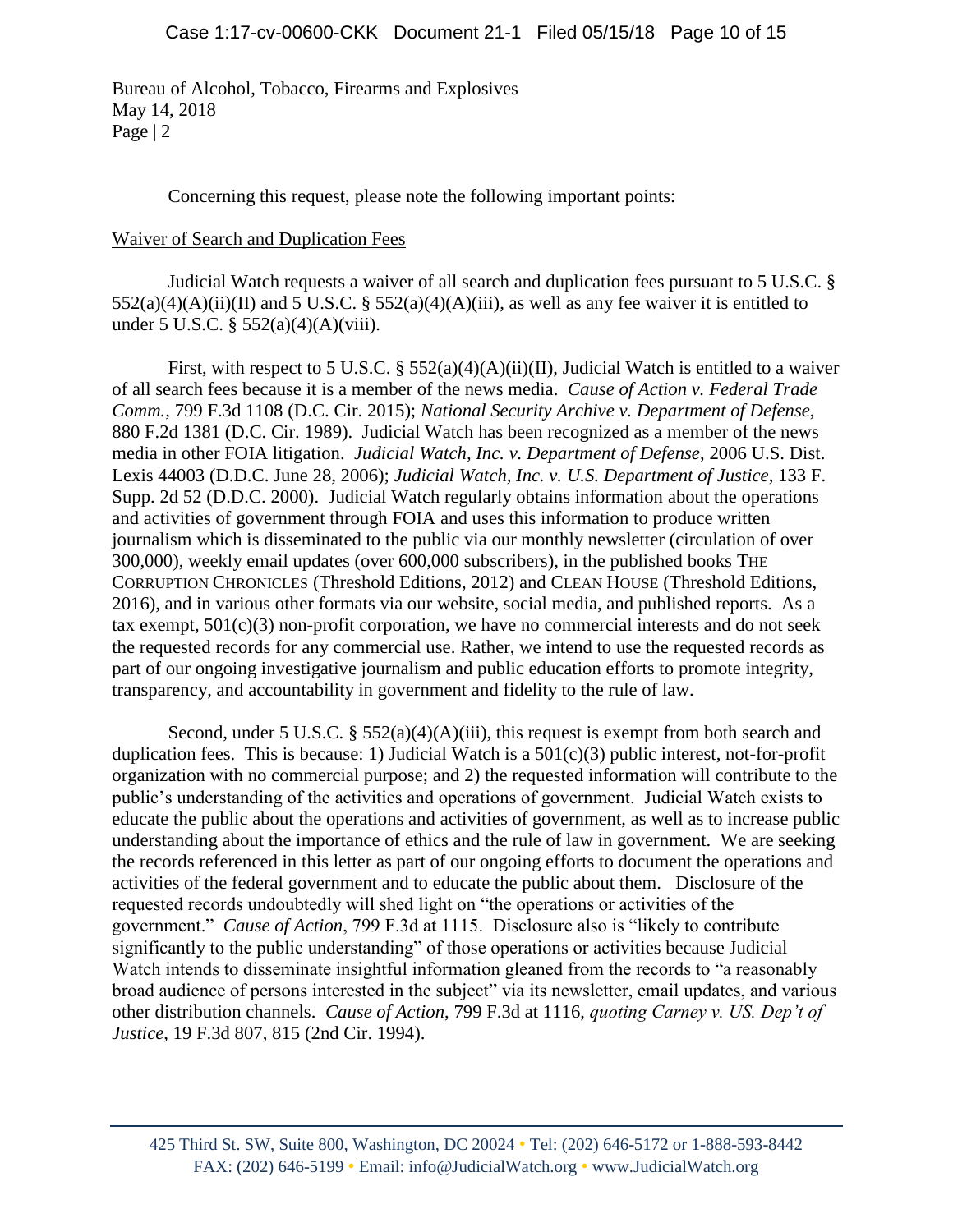Bureau of Alcohol, Tobacco, Firearms and Explosives
May 14, 2018
Page | 2

Concerning this request, please note the following important points:

Waiver of Search and Duplication Fees

Judicial Watch requests a waiver of all search and duplication fees pursuant to 5 U.S.C. § 552(a)(4)(A)(ii)(II) and 5 U.S.C. § 552(a)(4)(A)(iii), as well as any fee waiver it is entitled to under 5 U.S.C. § 552(a)(4)(A)(viii).

First, with respect to 5 U.S.C. § 552(a)(4)(A)(ii)(II), Judicial Watch is entitled to a waiver of all search fees because it is a member of the news media. *Cause of Action v. Federal Trade Comm.*, 799 F.3d 1108 (D.C. Cir. 2015); *National Security Archive v. Department of Defense*, 880 F.2d 1381 (D.C. Cir. 1989). Judicial Watch has been recognized as a member of the news media in other FOIA litigation. *Judicial Watch, Inc. v. Department of Defense*, 2006 U.S. Dist. Lexis 44003 (D.D.C. June 28, 2006); *Judicial Watch, Inc. v. U.S. Department of Justice*, 133 F. Supp. 2d 52 (D.D.C. 2000). Judicial Watch regularly obtains information about the operations and activities of government through FOIA and uses this information to produce written journalism which is disseminated to the public via our monthly newsletter (circulation of over 300,000), weekly email updates (over 600,000 subscribers), in the published books THE CORRUPTION CHRONICLES (Threshold Editions, 2012) and CLEAN HOUSE (Threshold Editions, 2016), and in various other formats via our website, social media, and published reports. As a tax exempt, 501(c)(3) non-profit corporation, we have no commercial interests and do not seek the requested records for any commercial use. Rather, we intend to use the requested records as part of our ongoing investigative journalism and public education efforts to promote integrity, transparency, and accountability in government and fidelity to the rule of law.

Second, under 5 U.S.C. § 552(a)(4)(A)(iii), this request is exempt from both search and duplication fees. This is because: 1) Judicial Watch is a 501(c)(3) public interest, not-for-profit organization with no commercial purpose; and 2) the requested information will contribute to the public's understanding of the activities and operations of government. Judicial Watch exists to educate the public about the operations and activities of government, as well as to increase public understanding about the importance of ethics and the rule of law in government. We are seeking the records referenced in this letter as part of our ongoing efforts to document the operations and activities of the federal government and to educate the public about them. Disclosure of the requested records undoubtedly will shed light on "the operations or activities of the government." *Cause of Action*, 799 F.3d at 1115. Disclosure also is "likely to contribute significantly to the public understanding" of those operations or activities because Judicial Watch intends to disseminate insightful information gleaned from the records to "a reasonably broad audience of persons interested in the subject" via its newsletter, email updates, and various other distribution channels. *Cause of Action*, 799 F.3d at 1116, *quoting Carney v. US. Dep't of Justice*, 19 F.3d 807, 815 (2nd Cir. 1994).

425 Third St. SW, Suite 800, Washington, DC 20024 • Tel: (202) 646-5172 or 1-888-593-8442
FAX: (202) 646-5199 • Email: info@JudicialWatch.org • www.JudicialWatch.org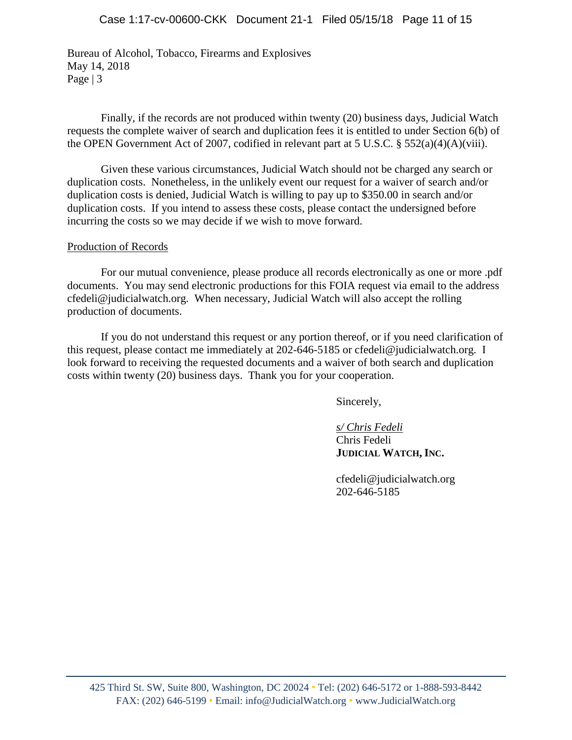Bureau of Alcohol, Tobacco, Firearms and Explosives
May 14, 2018
Page | 3

Finally, if the records are not produced within twenty (20) business days, Judicial Watch requests the complete waiver of search and duplication fees it is entitled to under Section 6(b) of the OPEN Government Act of 2007, codified in relevant part at 5 U.S.C. § 552(a)(4)(A)(viii).

Given these various circumstances, Judicial Watch should not be charged any search or duplication costs. Nonetheless, in the unlikely event our request for a waiver of search and/or duplication costs is denied, Judicial Watch is willing to pay up to $350.00 in search and/or duplication costs. If you intend to assess these costs, please contact the undersigned before incurring the costs so we may decide if we wish to move forward.

Production of Records

For our mutual convenience, please produce all records electronically as one or more .pdf documents. You may send electronic productions for this FOIA request via email to the address cfedeli@judicialwatch.org. When necessary, Judicial Watch will also accept the rolling production of documents.

If you do not understand this request or any portion thereof, or if you need clarification of this request, please contact me immediately at 202-646-5185 or cfedeli@judicialwatch.org. I look forward to receiving the requested documents and a waiver of both search and duplication costs within twenty (20) business days. Thank you for your cooperation.

Sincerely,

*s/ Chris Fedeli*
Chris Fedeli
**JUDICIAL WATCH, INC.**

cfedeli@judicialwatch.org
202-646-5185

425 Third St. SW, Suite 800, Washington, DC 20024 • Tel: (202) 646-5172 or 1-888-593-8442
FAX: (202) 646-5199 • Email: info@JudicialWatch.org • www.JudicialWatch.org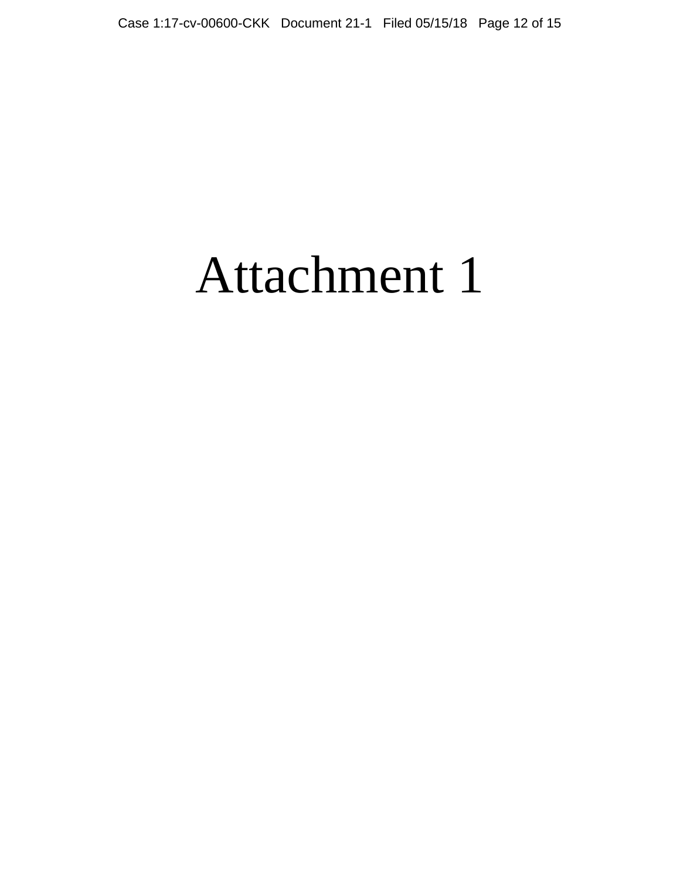# Attachment 1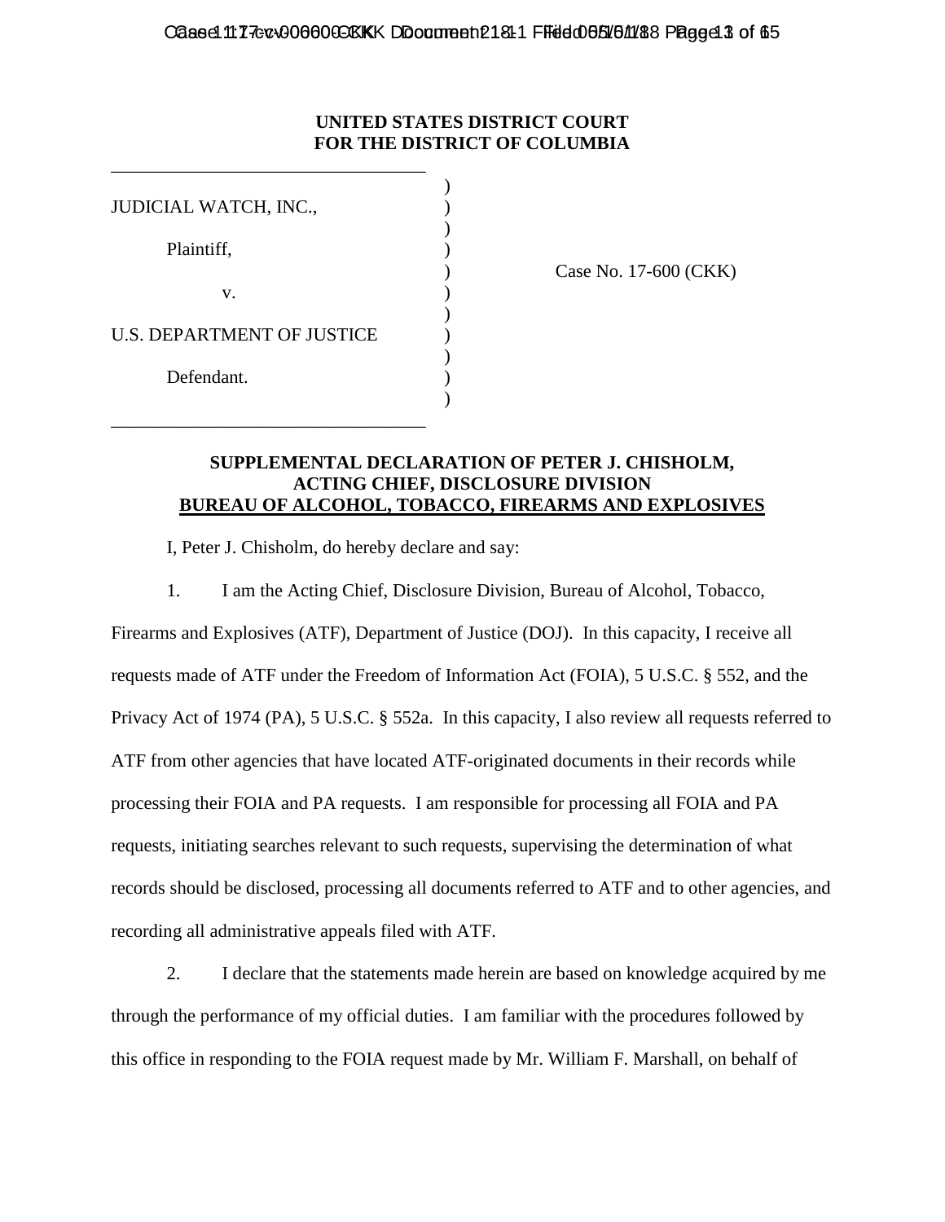**UNITED STATES DISTRICT COURT**
**FOR THE DISTRICT OF COLUMBIA**

JUDICIAL WATCH, INC.,

Plaintiff,

v.

U.S. DEPARTMENT OF JUSTICE

Defendant.

Case No. 17-600 (CKK)

**SUPPLEMENTAL DECLARATION OF PETER J. CHISHOLM,**
**ACTING CHIEF, DISCLOSURE DIVISION**
**BUREAU OF ALCOHOL, TOBACCO, FIREARMS AND EXPLOSIVES**

I, Peter J. Chisholm, do hereby declare and say:

1. I am the Acting Chief, Disclosure Division, Bureau of Alcohol, Tobacco, Firearms and Explosives (ATF), Department of Justice (DOJ). In this capacity, I receive all requests made of ATF under the Freedom of Information Act (FOIA), 5 U.S.C. § 552, and the Privacy Act of 1974 (PA), 5 U.S.C. § 552a. In this capacity, I also review all requests referred to ATF from other agencies that have located ATF-originated documents in their records while processing their FOIA and PA requests. I am responsible for processing all FOIA and PA requests, initiating searches relevant to such requests, supervising the determination of what records should be disclosed, processing all documents referred to ATF and to other agencies, and recording all administrative appeals filed with ATF.

2. I declare that the statements made herein are based on knowledge acquired by me through the performance of my official duties. I am familiar with the procedures followed by this office in responding to the FOIA request made by Mr. William F. Marshall, on behalf of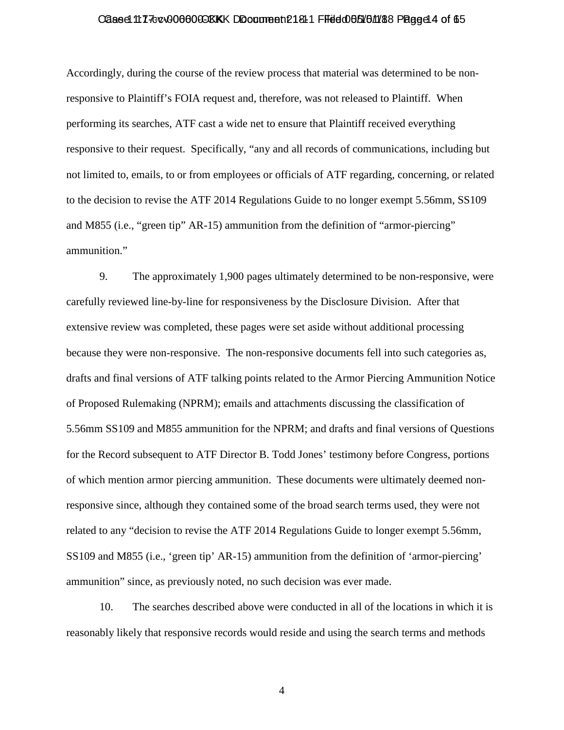Accordingly, during the course of the review process that material was determined to be non-responsive to Plaintiff's FOIA request and, therefore, was not released to Plaintiff. When performing its searches, ATF cast a wide net to ensure that Plaintiff received everything responsive to their request. Specifically, "any and all records of communications, including but not limited to, emails, to or from employees or officials of ATF regarding, concerning, or related to the decision to revise the ATF 2014 Regulations Guide to no longer exempt 5.56mm, SS109 and M855 (i.e., "green tip" AR-15) ammunition from the definition of "armor-piercing" ammunition."

9. The approximately 1,900 pages ultimately determined to be non-responsive, were carefully reviewed line-by-line for responsiveness by the Disclosure Division. After that extensive review was completed, these pages were set aside without additional processing because they were non-responsive. The non-responsive documents fell into such categories as, drafts and final versions of ATF talking points related to the Armor Piercing Ammunition Notice of Proposed Rulemaking (NPRM); emails and attachments discussing the classification of 5.56mm SS109 and M855 ammunition for the NPRM; and drafts and final versions of Questions for the Record subsequent to ATF Director B. Todd Jones' testimony before Congress, portions of which mention armor piercing ammunition. These documents were ultimately deemed non-responsive since, although they contained some of the broad search terms used, they were not related to any "decision to revise the ATF 2014 Regulations Guide to longer exempt 5.56mm, SS109 and M855 (i.e., 'green tip' AR-15) ammunition from the definition of 'armor-piercing' ammunition" since, as previously noted, no such decision was ever made.

10. The searches described above were conducted in all of the locations in which it is reasonably likely that responsive records would reside and using the search terms and methods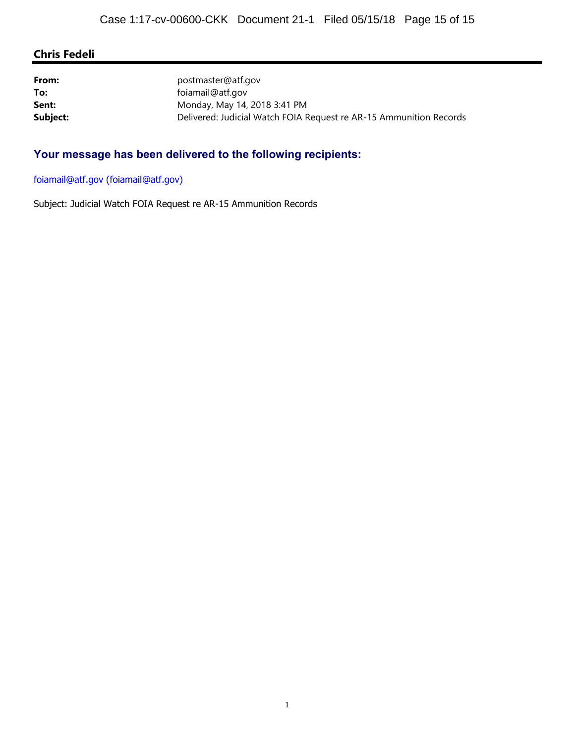## Chris Fedeli

**From:** postmaster@atf.gov
**To:** foiamail@atf.gov
**Sent:** Monday, May 14, 2018 3:41 PM
**Subject:** Delivered: Judicial Watch FOIA Request re AR-15 Ammunition Records

### Your message has been delivered to the following recipients:

foiamail@atf.gov (foiamail@atf.gov)

Subject: Judicial Watch FOIA Request re AR-15 Ammunition Records